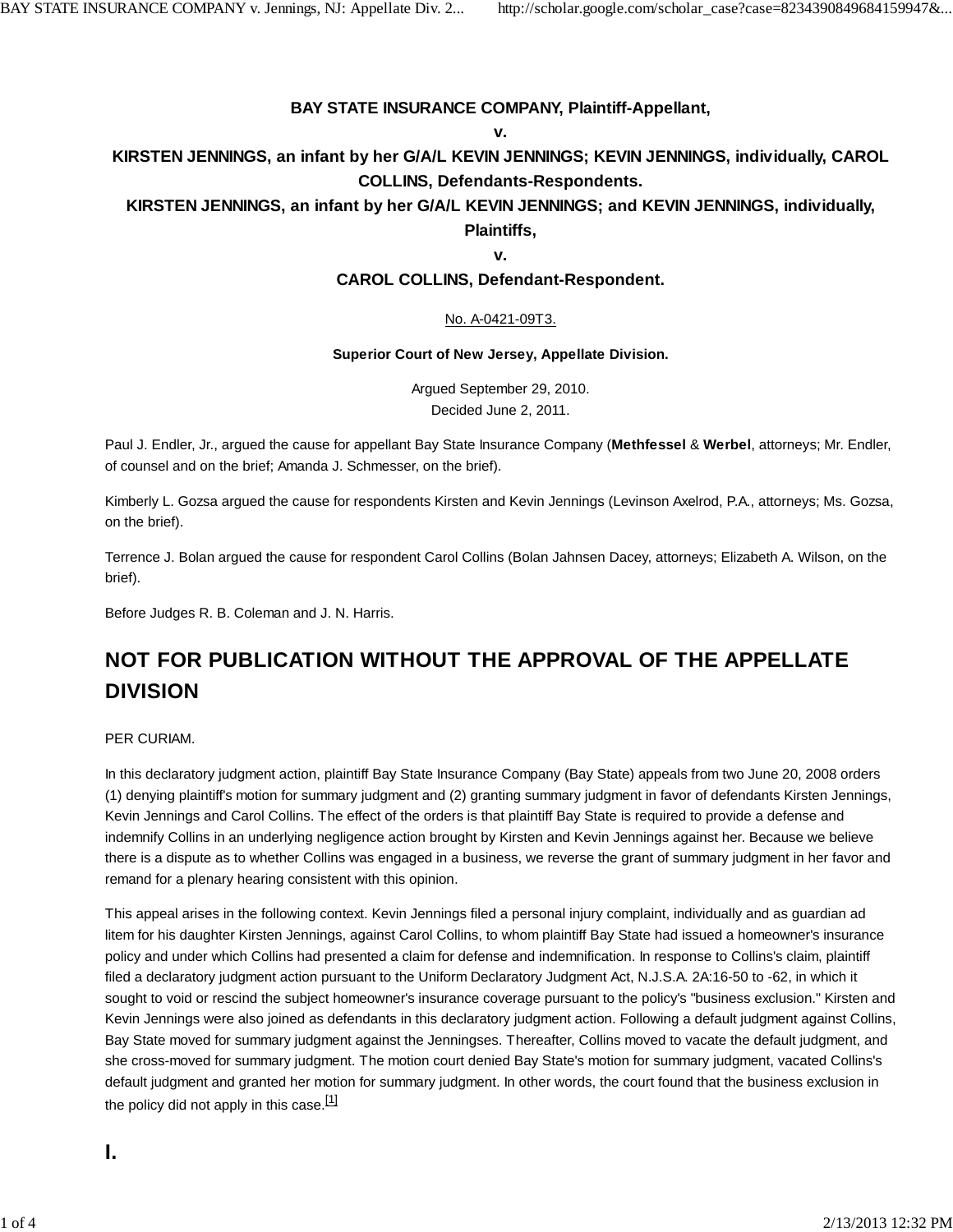**BAY STATE INSURANCE COMPANY, Plaintiff-Appellant,**

**v.**

**KIRSTEN JENNINGS, an infant by her G/A/L KEVIN JENNINGS; KEVIN JENNINGS, individually, CAROL COLLINS, Defendants-Respondents.**

**KIRSTEN JENNINGS, an infant by her G/A/L KEVIN JENNINGS; and KEVIN JENNINGS, individually, Plaintiffs,**

**v.**

**CAROL COLLINS, Defendant-Respondent.**

No. A-0421-09T3.

**Superior Court of New Jersey, Appellate Division.**

Argued September 29, 2010.
Decided June 2, 2011.

Paul J. Endler, Jr., argued the cause for appellant Bay State Insurance Company (**Methfessel** & **Werbel**, attorneys; Mr. Endler, of counsel and on the brief; Amanda J. Schmesser, on the brief).

Kimberly L. Gozsa argued the cause for respondents Kirsten and Kevin Jennings (Levinson Axelrod, P.A., attorneys; Ms. Gozsa, on the brief).

Terrence J. Bolan argued the cause for respondent Carol Collins (Bolan Jahnsen Dacey, attorneys; Elizabeth A. Wilson, on the brief).

Before Judges R. B. Coleman and J. N. Harris.

## NOT FOR PUBLICATION WITHOUT THE APPROVAL OF THE APPELLATE DIVISION

PER CURIAM.

In this declaratory judgment action, plaintiff Bay State Insurance Company (Bay State) appeals from two June 20, 2008 orders (1) denying plaintiff's motion for summary judgment and (2) granting summary judgment in favor of defendants Kirsten Jennings, Kevin Jennings and Carol Collins. The effect of the orders is that plaintiff Bay State is required to provide a defense and indemnify Collins in an underlying negligence action brought by Kirsten and Kevin Jennings against her. Because we believe there is a dispute as to whether Collins was engaged in a business, we reverse the grant of summary judgment in her favor and remand for a plenary hearing consistent with this opinion.

This appeal arises in the following context. Kevin Jennings filed a personal injury complaint, individually and as guardian ad litem for his daughter Kirsten Jennings, against Carol Collins, to whom plaintiff Bay State had issued a homeowner's insurance policy and under which Collins had presented a claim for defense and indemnification. In response to Collins's claim, plaintiff filed a declaratory judgment action pursuant to the Uniform Declaratory Judgment Act, N.J.S.A. 2A:16-50 to -62, in which it sought to void or rescind the subject homeowner's insurance coverage pursuant to the policy's "business exclusion." Kirsten and Kevin Jennings were also joined as defendants in this declaratory judgment action. Following a default judgment against Collins, Bay State moved for summary judgment against the Jenningses. Thereafter, Collins moved to vacate the default judgment, and she cross-moved for summary judgment. The motion court denied Bay State's motion for summary judgment, vacated Collins's default judgment and granted her motion for summary judgment. In other words, the court found that the business exclusion in the policy did not apply in this case.[1]

## I.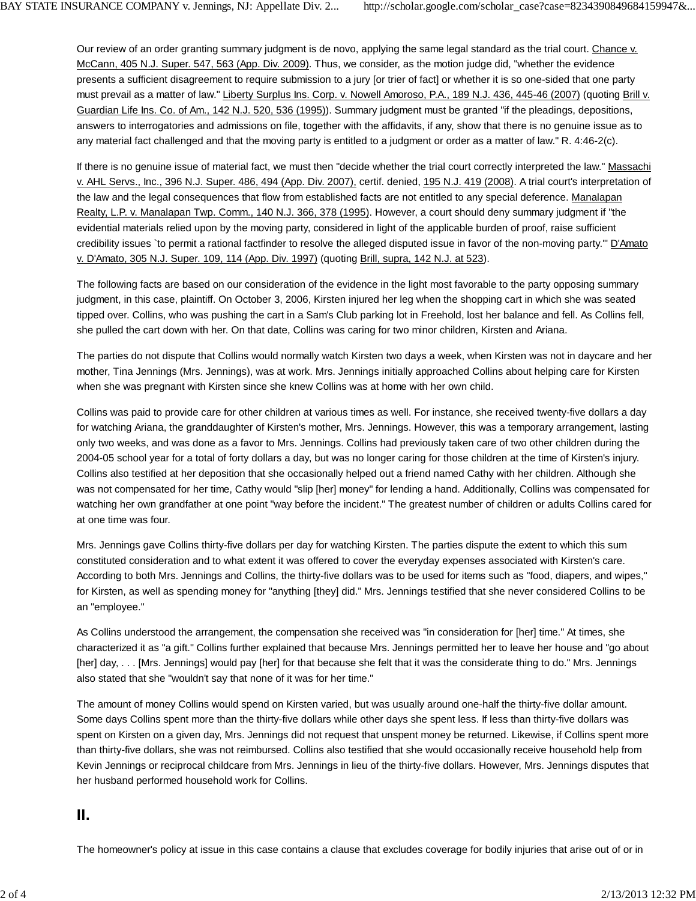Our review of an order granting summary judgment is de novo, applying the same legal standard as the trial court. Chance v. McCann, 405 N.J. Super. 547, 563 (App. Div. 2009). Thus, we consider, as the motion judge did, "whether the evidence presents a sufficient disagreement to require submission to a jury [or trier of fact] or whether it is so one-sided that one party must prevail as a matter of law." Liberty Surplus Ins. Corp. v. Nowell Amoroso, P.A., 189 N.J. 436, 445-46 (2007) (quoting Brill v. Guardian Life Ins. Co. of Am., 142 N.J. 520, 536 (1995)). Summary judgment must be granted "if the pleadings, depositions, answers to interrogatories and admissions on file, together with the affidavits, if any, show that there is no genuine issue as to any material fact challenged and that the moving party is entitled to a judgment or order as a matter of law." R. 4:46-2(c).

If there is no genuine issue of material fact, we must then "decide whether the trial court correctly interpreted the law." Massachi v. AHL Servs., Inc., 396 N.J. Super. 486, 494 (App. Div. 2007), certif. denied, 195 N.J. 419 (2008). A trial court's interpretation of the law and the legal consequences that flow from established facts are not entitled to any special deference. Manalapan Realty, L.P. v. Manalapan Twp. Comm., 140 N.J. 366, 378 (1995). However, a court should deny summary judgment if "the evidential materials relied upon by the moving party, considered in light of the applicable burden of proof, raise sufficient credibility issues `to permit a rational factfinder to resolve the alleged disputed issue in favor of the non-moving party.'" D'Amato v. D'Amato, 305 N.J. Super. 109, 114 (App. Div. 1997) (quoting Brill, supra, 142 N.J. at 523).

The following facts are based on our consideration of the evidence in the light most favorable to the party opposing summary judgment, in this case, plaintiff. On October 3, 2006, Kirsten injured her leg when the shopping cart in which she was seated tipped over. Collins, who was pushing the cart in a Sam's Club parking lot in Freehold, lost her balance and fell. As Collins fell, she pulled the cart down with her. On that date, Collins was caring for two minor children, Kirsten and Ariana.

The parties do not dispute that Collins would normally watch Kirsten two days a week, when Kirsten was not in daycare and her mother, Tina Jennings (Mrs. Jennings), was at work. Mrs. Jennings initially approached Collins about helping care for Kirsten when she was pregnant with Kirsten since she knew Collins was at home with her own child.

Collins was paid to provide care for other children at various times as well. For instance, she received twenty-five dollars a day for watching Ariana, the granddaughter of Kirsten's mother, Mrs. Jennings. However, this was a temporary arrangement, lasting only two weeks, and was done as a favor to Mrs. Jennings. Collins had previously taken care of two other children during the 2004-05 school year for a total of forty dollars a day, but was no longer caring for those children at the time of Kirsten's injury. Collins also testified at her deposition that she occasionally helped out a friend named Cathy with her children. Although she was not compensated for her time, Cathy would "slip [her] money" for lending a hand. Additionally, Collins was compensated for watching her own grandfather at one point "way before the incident." The greatest number of children or adults Collins cared for at one time was four.

Mrs. Jennings gave Collins thirty-five dollars per day for watching Kirsten. The parties dispute the extent to which this sum constituted consideration and to what extent it was offered to cover the everyday expenses associated with Kirsten's care. According to both Mrs. Jennings and Collins, the thirty-five dollars was to be used for items such as "food, diapers, and wipes," for Kirsten, as well as spending money for "anything [they] did." Mrs. Jennings testified that she never considered Collins to be an "employee."

As Collins understood the arrangement, the compensation she received was "in consideration for [her] time." At times, she characterized it as "a gift." Collins further explained that because Mrs. Jennings permitted her to leave her house and "go about [her] day, . . . [Mrs. Jennings] would pay [her] for that because she felt that it was the considerate thing to do." Mrs. Jennings also stated that she "wouldn't say that none of it was for her time."

The amount of money Collins would spend on Kirsten varied, but was usually around one-half the thirty-five dollar amount. Some days Collins spent more than the thirty-five dollars while other days she spent less. If less than thirty-five dollars was spent on Kirsten on a given day, Mrs. Jennings did not request that unspent money be returned. Likewise, if Collins spent more than thirty-five dollars, she was not reimbursed. Collins also testified that she would occasionally receive household help from Kevin Jennings or reciprocal childcare from Mrs. Jennings in lieu of the thirty-five dollars. However, Mrs. Jennings disputes that her husband performed household work for Collins.

## II.

The homeowner's policy at issue in this case contains a clause that excludes coverage for bodily injuries that arise out of or in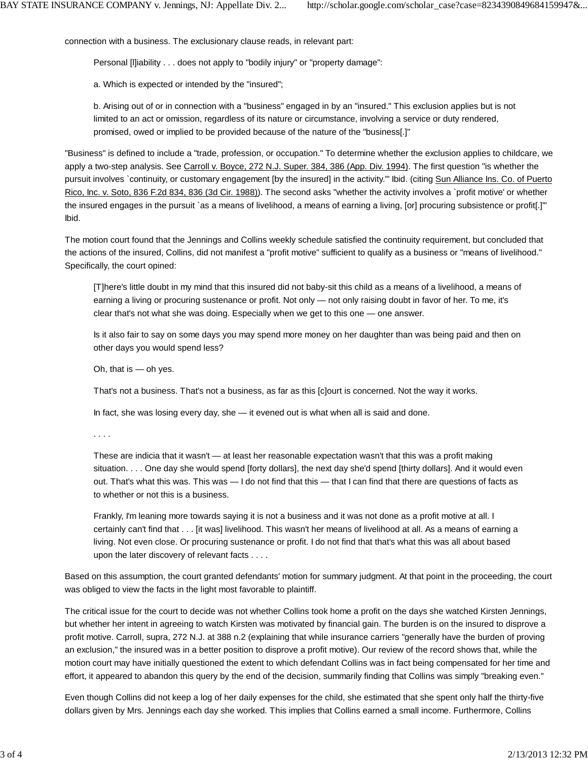connection with a business. The exclusionary clause reads, in relevant part:

> Personal [l]iability . . . does not apply to "bodily injury" or "property damage":
>
> a. Which is expected or intended by the "insured";
>
> b. Arising out of or in connection with a "business" engaged in by an "insured." This exclusion applies but is not limited to an act or omission, regardless of its nature or circumstance, involving a service or duty rendered, promised, owed or implied to be provided because of the nature of the "business[.]"

"Business" is defined to include a "trade, profession, or occupation." To determine whether the exclusion applies to childcare, we apply a two-step analysis. See Carroll v. Boyce, 272 N.J. Super. 384, 386 (App. Div. 1994). The first question "is whether the pursuit involves `continuity, or customary engagement [by the insured] in the activity.'" Ibid. (citing Sun Alliance Ins. Co. of Puerto Rico, Inc. v. Soto, 836 F.2d 834, 836 (3d Cir. 1988)). The second asks "whether the activity involves a `profit motive' or whether the insured engages in the pursuit `as a means of livelihood, a means of earning a living, [or] procuring subsistence or profit[.]'" Ibid.

The motion court found that the Jennings and Collins weekly schedule satisfied the continuity requirement, but concluded that the actions of the insured, Collins, did not manifest a "profit motive" sufficient to qualify as a business or "means of livelihood." Specifically, the court opined:

> [T]here's little doubt in my mind that this insured did not baby-sit this child as a means of a livelihood, a means of earning a living or procuring sustenance or profit. Not only — not only raising doubt in favor of her. To me, it's clear that's not what she was doing. Especially when we get to this one — one answer.
>
> Is it also fair to say on some days you may spend more money on her daughter than was being paid and then on other days you would spend less?
>
> Oh, that is — oh yes.
>
> That's not a business. That's not a business, as far as this [c]ourt is concerned. Not the way it works.
>
> In fact, she was losing every day, she — it evened out is what when all is said and done.
>
> . . . .
>
> These are indicia that it wasn't — at least her reasonable expectation wasn't that this was a profit making situation. . . . One day she would spend [forty dollars], the next day she'd spend [thirty dollars]. And it would even out. That's what this was. This was — I do not find that this — that I can find that there are questions of facts as to whether or not this is a business.
>
> Frankly, I'm leaning more towards saying it is not a business and it was not done as a profit motive at all. I certainly can't find that . . . [it was] livelihood. This wasn't her means of livelihood at all. As a means of earning a living. Not even close. Or procuring sustenance or profit. I do not find that that's what this was all about based upon the later discovery of relevant facts . . . .

Based on this assumption, the court granted defendants' motion for summary judgment. At that point in the proceeding, the court was obliged to view the facts in the light most favorable to plaintiff.

The critical issue for the court to decide was not whether Collins took home a profit on the days she watched Kirsten Jennings, but whether her intent in agreeing to watch Kirsten was motivated by financial gain. The burden is on the insured to disprove a profit motive. Carroll, supra, 272 N.J. at 388 n.2 (explaining that while insurance carriers "generally have the burden of proving an exclusion," the insured was in a better position to disprove a profit motive). Our review of the record shows that, while the motion court may have initially questioned the extent to which defendant Collins was in fact being compensated for her time and effort, it appeared to abandon this query by the end of the decision, summarily finding that Collins was simply "breaking even."

Even though Collins did not keep a log of her daily expenses for the child, she estimated that she spent only half the thirty-five dollars given by Mrs. Jennings each day she worked. This implies that Collins earned a small income. Furthermore, Collins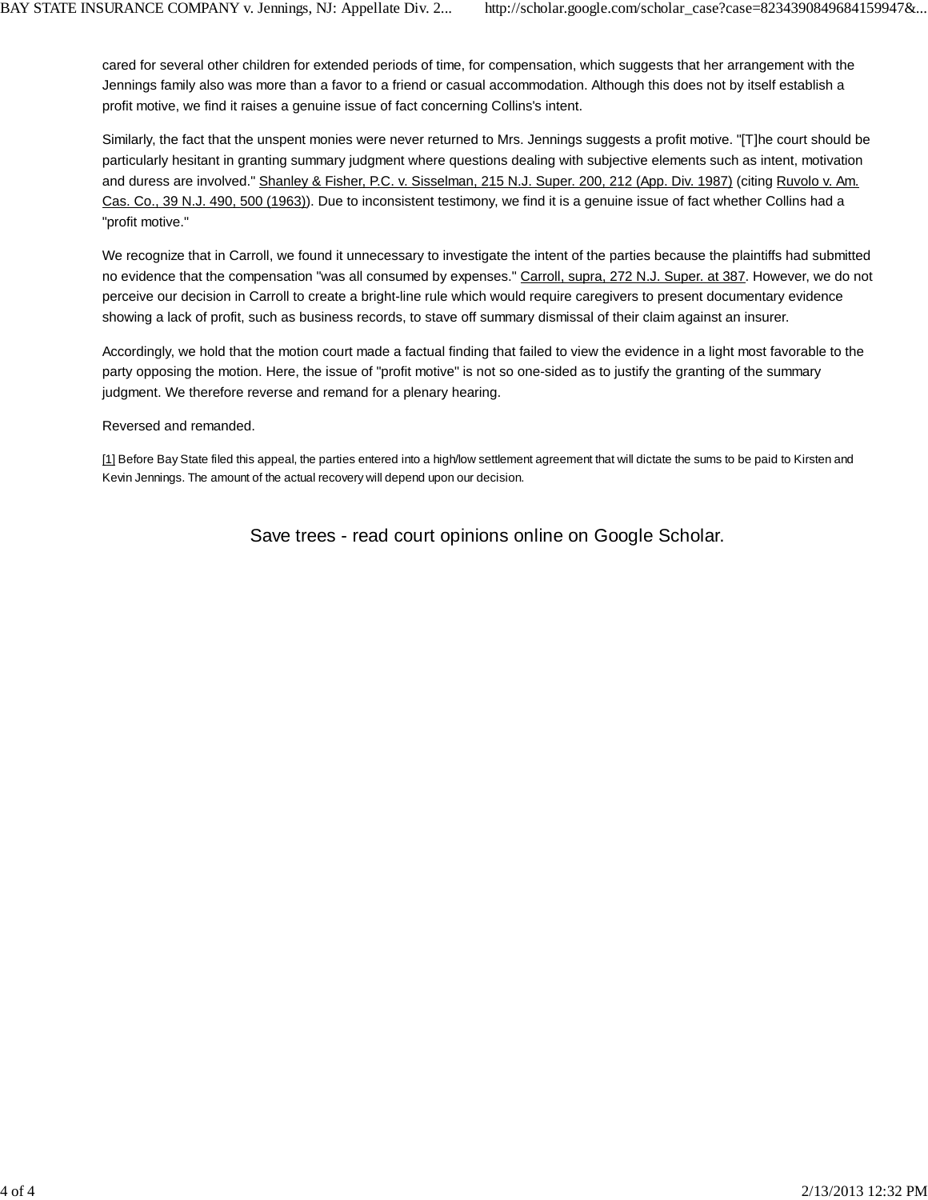cared for several other children for extended periods of time, for compensation, which suggests that her arrangement with the Jennings family also was more than a favor to a friend or casual accommodation. Although this does not by itself establish a profit motive, we find it raises a genuine issue of fact concerning Collins's intent.

Similarly, the fact that the unspent monies were never returned to Mrs. Jennings suggests a profit motive. "[T]he court should be particularly hesitant in granting summary judgment where questions dealing with subjective elements such as intent, motivation and duress are involved." Shanley & Fisher, P.C. v. Sisselman, 215 N.J. Super. 200, 212 (App. Div. 1987) (citing Ruvolo v. Am. Cas. Co., 39 N.J. 490, 500 (1963)). Due to inconsistent testimony, we find it is a genuine issue of fact whether Collins had a "profit motive."

We recognize that in Carroll, we found it unnecessary to investigate the intent of the parties because the plaintiffs had submitted no evidence that the compensation "was all consumed by expenses." Carroll, supra, 272 N.J. Super. at 387. However, we do not perceive our decision in Carroll to create a bright-line rule which would require caregivers to present documentary evidence showing a lack of profit, such as business records, to stave off summary dismissal of their claim against an insurer.

Accordingly, we hold that the motion court made a factual finding that failed to view the evidence in a light most favorable to the party opposing the motion. Here, the issue of "profit motive" is not so one-sided as to justify the granting of the summary judgment. We therefore reverse and remand for a plenary hearing.

Reversed and remanded.

[1] Before Bay State filed this appeal, the parties entered into a high/low settlement agreement that will dictate the sums to be paid to Kirsten and Kevin Jennings. The amount of the actual recovery will depend upon our decision.

Save trees - read court opinions online on Google Scholar.